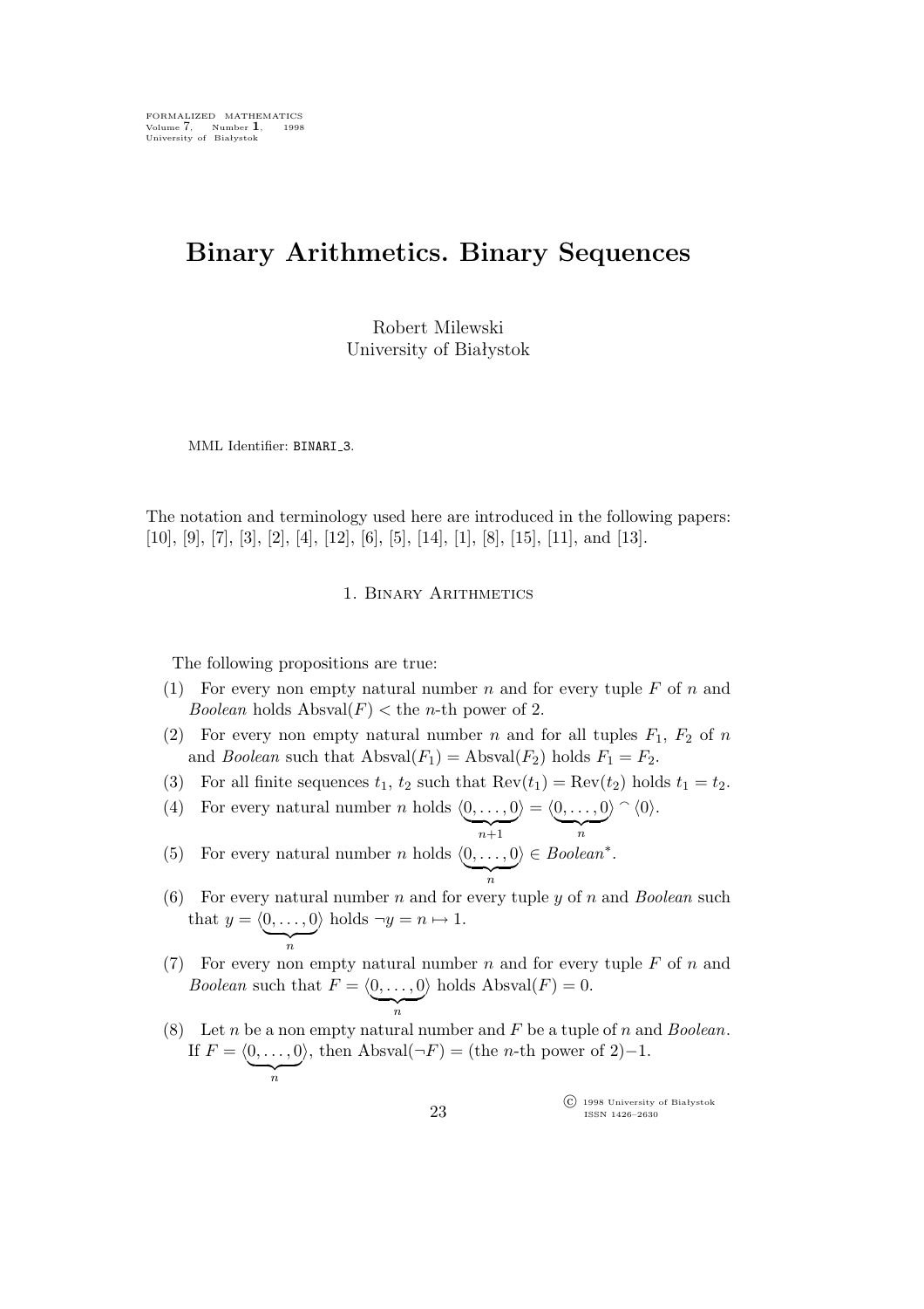FORMALIZED MATHEMATICS
Volume 7, Number 1, 1998
University of Białystok

# Binary Arithmetics. Binary Sequences

Robert Milewski
University of Białystok

MML Identifier: BINARI_3.

The notation and terminology used here are introduced in the following papers: [10], [9], [7], [3], [2], [4], [12], [6], [5], [14], [1], [8], [15], [11], and [13].

## 1. Binary Arithmetics

The following propositions are true:

(1) For every non empty natural number $n$ and for every tuple $F$ of $n$ and *Boolean* holds $\mathrm{Absval}(F) <$ the $n$-th power of 2.

(2) For every non empty natural number $n$ and for all tuples $F_1$, $F_2$ of $n$ and *Boolean* such that $\mathrm{Absval}(F_1) = \mathrm{Absval}(F_2)$ holds $F_1 = F_2$.

(3) For all finite sequences $t_1$, $t_2$ such that $\mathrm{Rev}(t_1) = \mathrm{Rev}(t_2)$ holds $t_1 = t_2$.

(4) For every natural number $n$ holds $\langle \underbrace{0, \ldots, 0}_{n+1} \rangle = \langle \underbrace{0, \ldots, 0}_{n} \rangle \mathbin{^\frown} \langle 0 \rangle$.

(5) For every natural number $n$ holds $\langle \underbrace{0, \ldots, 0}_{n} \rangle \in \mathit{Boolean}^*$.

(6) For every natural number $n$ and for every tuple $y$ of $n$ and *Boolean* such that $y = \langle \underbrace{0, \ldots, 0}_{n} \rangle$ holds $\neg y = n \mapsto 1$.

(7) For every non empty natural number $n$ and for every tuple $F$ of $n$ and *Boolean* such that $F = \langle \underbrace{0, \ldots, 0}_{n} \rangle$ holds $\mathrm{Absval}(F) = 0$.

(8) Let $n$ be a non empty natural number and $F$ be a tuple of $n$ and *Boolean*. If $F = \langle \underbrace{0, \ldots, 0}_{n} \rangle$, then $\mathrm{Absval}(\neg F) = (\text{the } n\text{-th power of } 2) - 1$.

© 1998 University of Białystok
ISSN 1426–2630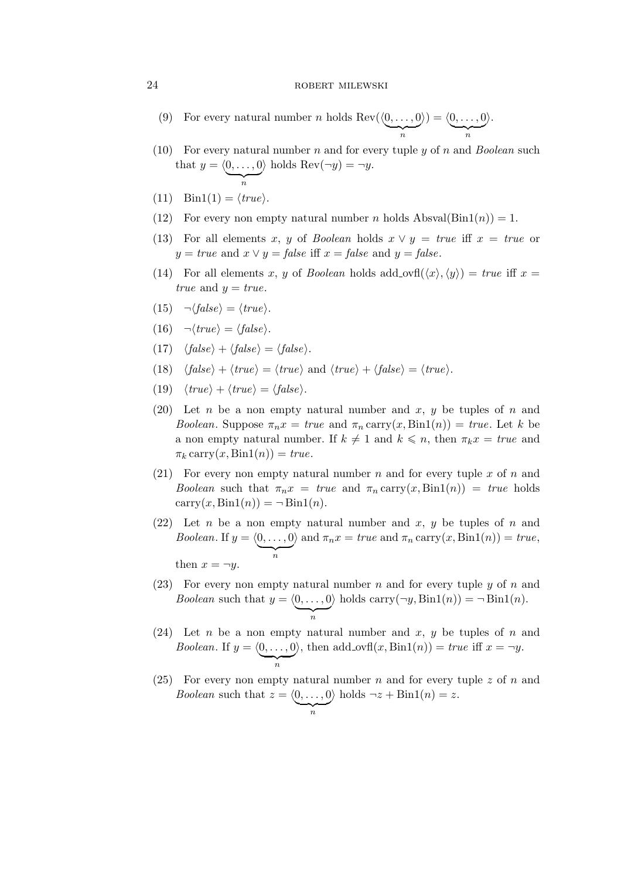(9) For every natural number $n$ holds $\mathrm{Rev}(\underbrace{\langle 0, \ldots, 0 \rangle}_{n}) = \underbrace{\langle 0, \ldots, 0 \rangle}_{n}$.

(10) For every natural number $n$ and for every tuple $y$ of $n$ and *Boolean* such that $y = \underbrace{\langle 0, \ldots, 0 \rangle}_{n}$ holds $\mathrm{Rev}(\neg y) = \neg y$.

(11) $\mathrm{Bin1}(1) = \langle \mathit{true} \rangle$.

(12) For every non empty natural number $n$ holds $\mathrm{Absval}(\mathrm{Bin1}(n)) = 1$.

(13) For all elements $x$, $y$ of *Boolean* holds $x \vee y = \mathit{true}$ iff $x = \mathit{true}$ or $y = \mathit{true}$ and $x \vee y = \mathit{false}$ iff $x = \mathit{false}$ and $y = \mathit{false}$.

(14) For all elements $x$, $y$ of *Boolean* holds $\mathrm{add\_ovfl}(\langle x \rangle, \langle y \rangle) = \mathit{true}$ iff $x = \mathit{true}$ and $y = \mathit{true}$.

(15) $\neg \langle \mathit{false} \rangle = \langle \mathit{true} \rangle$.

(16) $\neg \langle \mathit{true} \rangle = \langle \mathit{false} \rangle$.

(17) $\langle \mathit{false} \rangle + \langle \mathit{false} \rangle = \langle \mathit{false} \rangle$.

(18) $\langle \mathit{false} \rangle + \langle \mathit{true} \rangle = \langle \mathit{true} \rangle$ and $\langle \mathit{true} \rangle + \langle \mathit{false} \rangle = \langle \mathit{true} \rangle$.

(19) $\langle \mathit{true} \rangle + \langle \mathit{true} \rangle = \langle \mathit{false} \rangle$.

(20) Let $n$ be a non empty natural number and $x$, $y$ be tuples of $n$ and *Boolean*. Suppose $\pi_n x = \mathit{true}$ and $\pi_n \,\mathrm{carry}(x, \mathrm{Bin1}(n)) = \mathit{true}$. Let $k$ be a non empty natural number. If $k \neq 1$ and $k \leqslant n$, then $\pi_k x = \mathit{true}$ and $\pi_k \,\mathrm{carry}(x, \mathrm{Bin1}(n)) = \mathit{true}$.

(21) For every non empty natural number $n$ and for every tuple $x$ of $n$ and *Boolean* such that $\pi_n x = \mathit{true}$ and $\pi_n \,\mathrm{carry}(x, \mathrm{Bin1}(n)) = \mathit{true}$ holds $\mathrm{carry}(x, \mathrm{Bin1}(n)) = \neg \mathrm{Bin1}(n)$.

(22) Let $n$ be a non empty natural number and $x$, $y$ be tuples of $n$ and *Boolean*. If $y = \underbrace{\langle 0, \ldots, 0 \rangle}_{n}$ and $\pi_n x = \mathit{true}$ and $\pi_n \,\mathrm{carry}(x, \mathrm{Bin1}(n)) = \mathit{true}$, then $x = \neg y$.

(23) For every non empty natural number $n$ and for every tuple $y$ of $n$ and *Boolean* such that $y = \underbrace{\langle 0, \ldots, 0 \rangle}_{n}$ holds $\mathrm{carry}(\neg y, \mathrm{Bin1}(n)) = \neg \mathrm{Bin1}(n)$.

(24) Let $n$ be a non empty natural number and $x$, $y$ be tuples of $n$ and *Boolean*. If $y = \underbrace{\langle 0, \ldots, 0 \rangle}_{n}$, then $\mathrm{add\_ovfl}(x, \mathrm{Bin1}(n)) = \mathit{true}$ iff $x = \neg y$.

(25) For every non empty natural number $n$ and for every tuple $z$ of $n$ and *Boolean* such that $z = \underbrace{\langle 0, \ldots, 0 \rangle}_{n}$ holds $\neg z + \mathrm{Bin1}(n) = z$.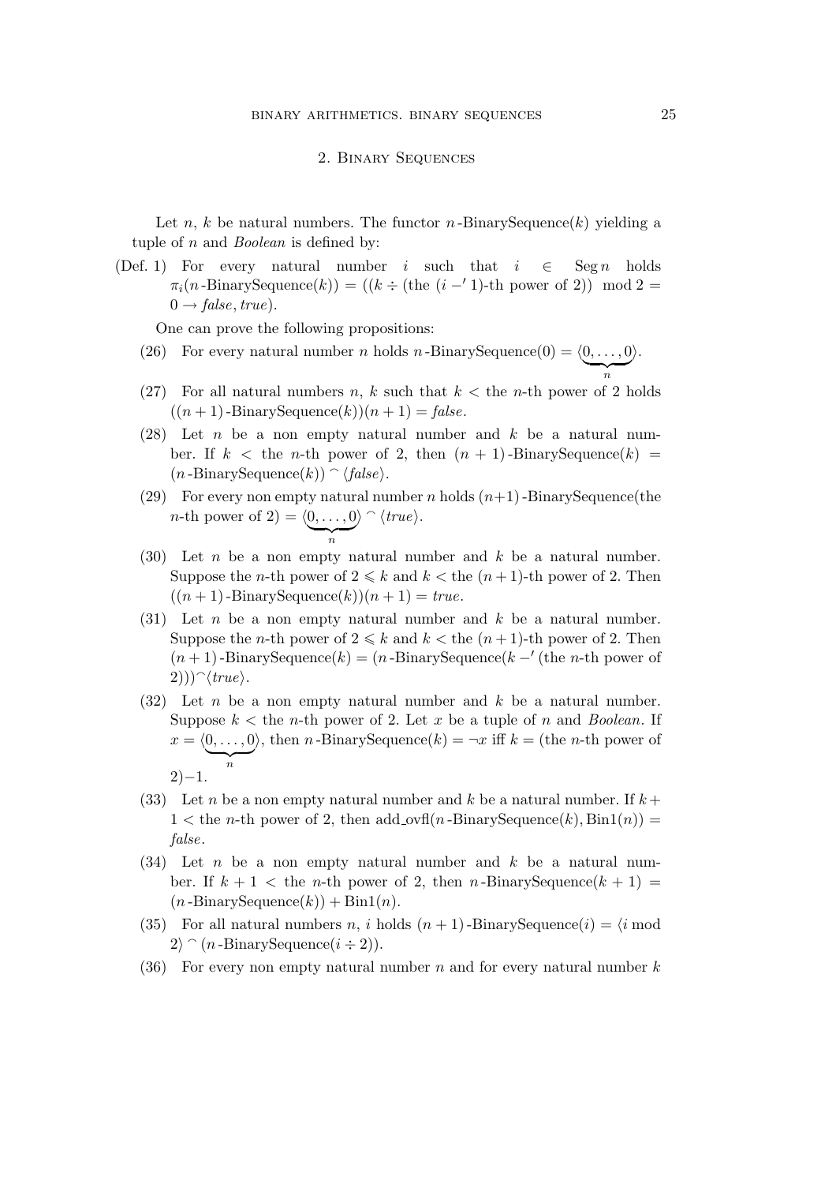## 2. Binary Sequences

Let $n$, $k$ be natural numbers. The functor $n$-BinarySequence$(k)$ yielding a tuple of $n$ and *Boolean* is defined by:

(Def. 1) For every natural number $i$ such that $i \in \operatorname{Seg} n$ holds $\pi_i(n\text{-BinarySequence}(k)) = ((k \div (\text{the } (i -' 1)\text{-th power of } 2)) \mod 2 = 0 \rightarrow \mathit{false}, \mathit{true})$.

One can prove the following propositions:

(26) For every natural number $n$ holds $n$-BinarySequence$(0) = \langle \underbrace{0, \ldots, 0}_{n} \rangle$.

(27) For all natural numbers $n$, $k$ such that $k <$ the $n$-th power of 2 holds $((n+1)\text{-BinarySequence}(k))(n+1) = \mathit{false}$.

(28) Let $n$ be a non empty natural number and $k$ be a natural number. If $k <$ the $n$-th power of 2, then $(n+1)$-BinarySequence$(k) = (n\text{-BinarySequence}(k)) \frown \langle \mathit{false} \rangle$.

(29) For every non empty natural number $n$ holds $(n+1)$-BinarySequence(the $n$-th power of 2) $= \langle \underbrace{0, \ldots, 0}_{n} \rangle \frown \langle \mathit{true} \rangle$.

(30) Let $n$ be a non empty natural number and $k$ be a natural number. Suppose the $n$-th power of $2 \leqslant k$ and $k <$ the $(n+1)$-th power of 2. Then $((n+1)\text{-BinarySequence}(k))(n+1) = \mathit{true}$.

(31) Let $n$ be a non empty natural number and $k$ be a natural number. Suppose the $n$-th power of $2 \leqslant k$ and $k <$ the $(n+1)$-th power of 2. Then $(n+1)$-BinarySequence$(k) = (n$-BinarySequence$(k -'$ (the $n$-th power of $2))) \frown \langle \mathit{true} \rangle$.

(32) Let $n$ be a non empty natural number and $k$ be a natural number. Suppose $k <$ the $n$-th power of 2. Let $x$ be a tuple of $n$ and *Boolean*. If $x = \langle \underbrace{0, \ldots, 0}_{n} \rangle$, then $n$-BinarySequence$(k) = \neg x$ iff $k =$ (the $n$-th power of $2) - 1$.

(33) Let $n$ be a non empty natural number and $k$ be a natural number. If $k + 1 <$ the $n$-th power of 2, then add_ovfl$(n$-BinarySequence$(k), \operatorname{Bin1}(n)) = \mathit{false}$.

(34) Let $n$ be a non empty natural number and $k$ be a natural number. If $k + 1 <$ the $n$-th power of 2, then $n$-BinarySequence$(k+1) = (n$-BinarySequence$(k)) + \operatorname{Bin1}(n)$.

(35) For all natural numbers $n$, $i$ holds $(n+1)$-BinarySequence$(i) = \langle i \mod 2 \rangle \frown (n$-BinarySequence$(i \div 2))$.

(36) For every non empty natural number $n$ and for every natural number $k$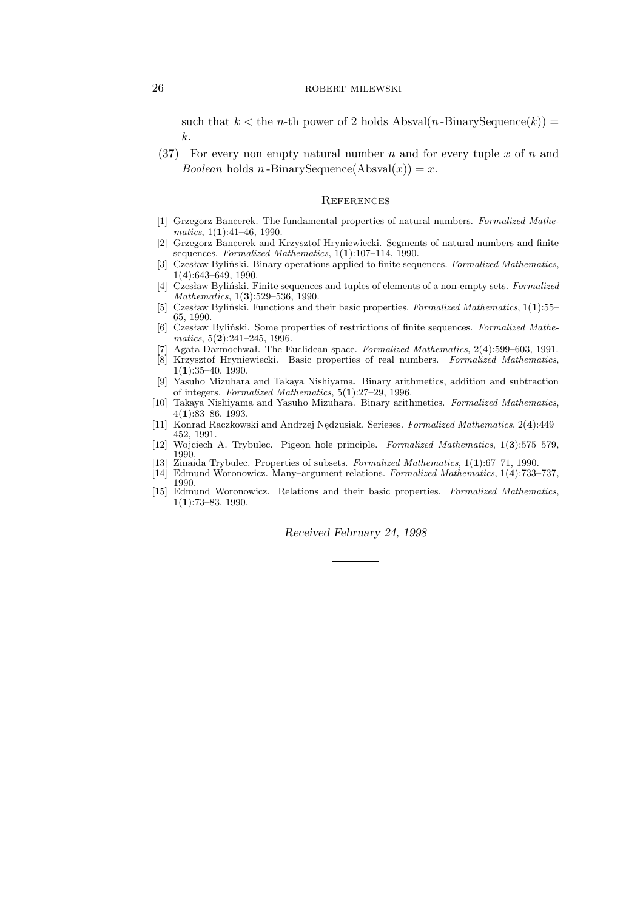such that $k <$ the $n$-th power of 2 holds $\text{Absval}(n\text{-BinarySequence}(k)) = k$.

(37) For every non empty natural number $n$ and for every tuple $x$ of $n$ and *Boolean* holds $n\text{-BinarySequence}(\text{Absval}(x)) = x$.

## References

[1] Grzegorz Bancerek. The fundamental properties of natural numbers. *Formalized Mathematics*, 1(**1**):41–46, 1990.

[2] Grzegorz Bancerek and Krzysztof Hryniewiecki. Segments of natural numbers and finite sequences. *Formalized Mathematics*, 1(**1**):107–114, 1990.

[3] Czesław Byliński. Binary operations applied to finite sequences. *Formalized Mathematics*, 1(**4**):643–649, 1990.

[4] Czesław Byliński. Finite sequences and tuples of elements of a non-empty sets. *Formalized Mathematics*, 1(**3**):529–536, 1990.

[5] Czesław Byliński. Functions and their basic properties. *Formalized Mathematics*, 1(**1**):55–65, 1990.

[6] Czesław Byliński. Some properties of restrictions of finite sequences. *Formalized Mathematics*, 5(**2**):241–245, 1996.

[7] Agata Darmochwał. The Euclidean space. *Formalized Mathematics*, 2(**4**):599–603, 1991.

[8] Krzysztof Hryniewiecki. Basic properties of real numbers. *Formalized Mathematics*, 1(**1**):35–40, 1990.

[9] Yasuho Mizuhara and Takaya Nishiyama. Binary arithmetics, addition and subtraction of integers. *Formalized Mathematics*, 5(**1**):27–29, 1996.

[10] Takaya Nishiyama and Yasuho Mizuhara. Binary arithmetics. *Formalized Mathematics*, 4(**1**):83–86, 1993.

[11] Konrad Raczkowski and Andrzej Nędzusiak. Serieses. *Formalized Mathematics*, 2(**4**):449–452, 1991.

[12] Wojciech A. Trybulec. Pigeon hole principle. *Formalized Mathematics*, 1(**3**):575–579, 1990.

[13] Zinaida Trybulec. Properties of subsets. *Formalized Mathematics*, 1(**1**):67–71, 1990.

[14] Edmund Woronowicz. Many–argument relations. *Formalized Mathematics*, 1(**4**):733–737, 1990.

[15] Edmund Woronowicz. Relations and their basic properties. *Formalized Mathematics*, 1(**1**):73–83, 1990.

*Received February 24, 1998*